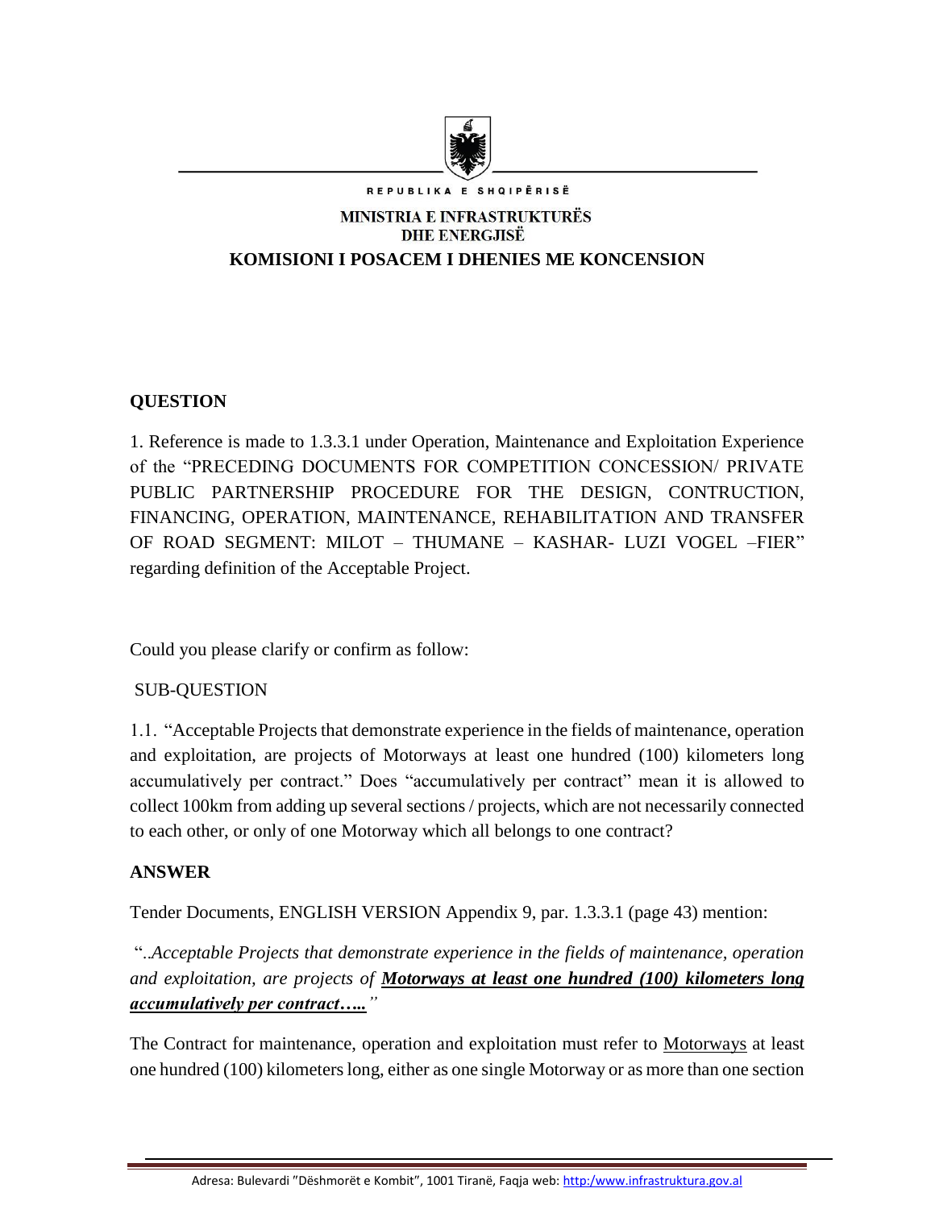REPUBLIKA E SHQIPËRISË

MINISTRIA E INFRASTRUKTURËS DHE ENERGJISË

**KOMISIONI I POSACEM I DHENIES ME KONCENSION**

**QUESTION**

1. Reference is made to 1.3.3.1 under Operation, Maintenance and Exploitation Experience of the "PRECEDING DOCUMENTS FOR COMPETITION CONCESSION/ PRIVATE PUBLIC PARTNERSHIP PROCEDURE FOR THE DESIGN, CONTRUCTION, FINANCING, OPERATION, MAINTENANCE, REHABILITATION AND TRANSFER OF ROAD SEGMENT: MILOT – THUMANE – KASHAR- LUZI VOGEL –FIER" regarding definition of the Acceptable Project.

Could you please clarify or confirm as follow:

SUB-QUESTION

1.1. "Acceptable Projects that demonstrate experience in the fields of maintenance, operation and exploitation, are projects of Motorways at least one hundred (100) kilometers long accumulatively per contract." Does "accumulatively per contract" mean it is allowed to collect 100km from adding up several sections / projects, which are not necessarily connected to each other, or only of one Motorway which all belongs to one contract?

**ANSWER**

Tender Documents, ENGLISH VERSION Appendix 9, par. 1.3.3.1 (page 43) mention:

"..*Acceptable Projects that demonstrate experience in the fields of maintenance, operation and exploitation, are projects of* ***Motorways at least one hundred (100) kilometers long accumulatively per contract…..***"

The Contract for maintenance, operation and exploitation must refer to Motorways at least one hundred (100) kilometers long, either as one single Motorway or as more than one section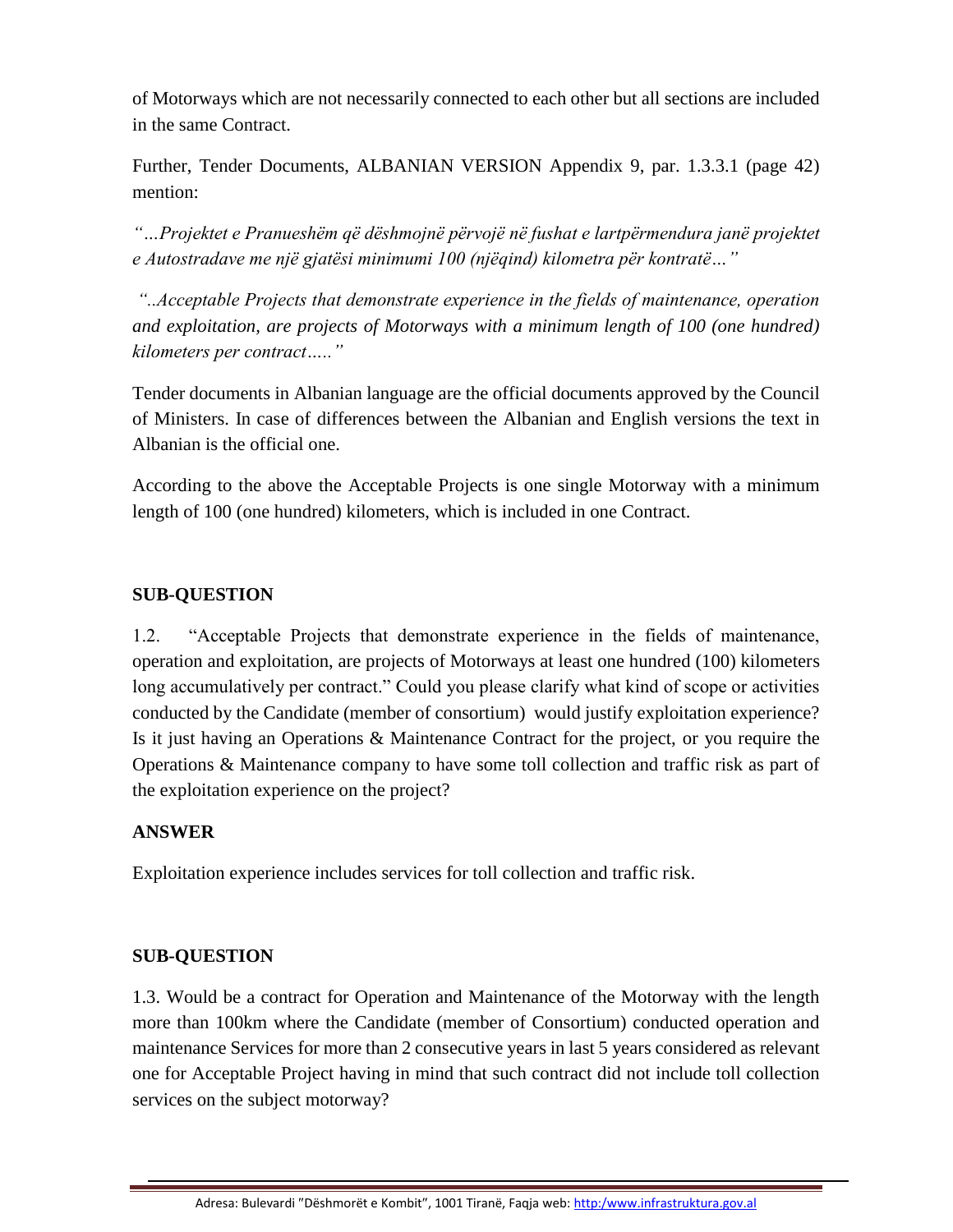of Motorways which are not necessarily connected to each other but all sections are included in the same Contract.

Further, Tender Documents, ALBANIAN VERSION Appendix 9, par. 1.3.3.1 (page 42) mention:

*"…Projektet e Pranueshëm që dëshmojnë përvojë në fushat e lartpërmendura janë projektet e Autostradave me një gjatësi minimumi 100 (njëqind) kilometra për kontratë…"*

*"..Acceptable Projects that demonstrate experience in the fields of maintenance, operation and exploitation, are projects of Motorways with a minimum length of 100 (one hundred) kilometers per contract….."*

Tender documents in Albanian language are the official documents approved by the Council of Ministers. In case of differences between the Albanian and English versions the text in Albanian is the official one.

According to the above the Acceptable Projects is one single Motorway with a minimum length of 100 (one hundred) kilometers, which is included in one Contract.

**SUB-QUESTION**

1.2. "Acceptable Projects that demonstrate experience in the fields of maintenance, operation and exploitation, are projects of Motorways at least one hundred (100) kilometers long accumulatively per contract." Could you please clarify what kind of scope or activities conducted by the Candidate (member of consortium) would justify exploitation experience? Is it just having an Operations & Maintenance Contract for the project, or you require the Operations & Maintenance company to have some toll collection and traffic risk as part of the exploitation experience on the project?

**ANSWER**

Exploitation experience includes services for toll collection and traffic risk.

**SUB-QUESTION**

1.3. Would be a contract for Operation and Maintenance of the Motorway with the length more than 100km where the Candidate (member of Consortium) conducted operation and maintenance Services for more than 2 consecutive years in last 5 years considered as relevant one for Acceptable Project having in mind that such contract did not include toll collection services on the subject motorway?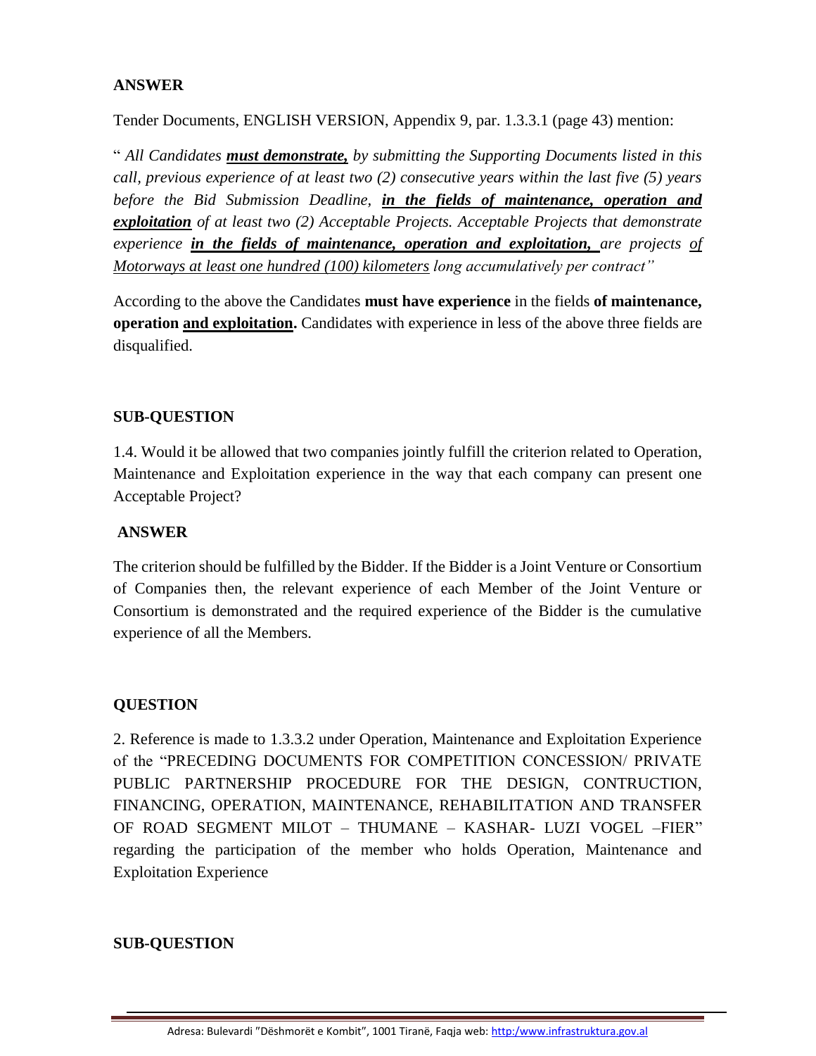**ANSWER**

Tender Documents, ENGLISH VERSION, Appendix 9, par. 1.3.3.1 (page 43) mention:

" *All Candidates* ***must demonstrate,*** *by submitting the Supporting Documents listed in this call, previous experience of at least two (2) consecutive years within the last five (5) years before the Bid Submission Deadline,* ***in the fields of maintenance, operation and exploitation*** *of at least two (2) Acceptable Projects. Acceptable Projects that demonstrate experience* ***in the fields of maintenance, operation and exploitation,*** *are projects of Motorways at least one hundred (100) kilometers long accumulatively per contract"*

According to the above the Candidates **must have experience** in the fields **of maintenance, operation and exploitation.** Candidates with experience in less of the above three fields are disqualified.

**SUB-QUESTION**

1.4. Would it be allowed that two companies jointly fulfill the criterion related to Operation, Maintenance and Exploitation experience in the way that each company can present one Acceptable Project?

**ANSWER**

The criterion should be fulfilled by the Bidder. If the Bidder is a Joint Venture or Consortium of Companies then, the relevant experience of each Member of the Joint Venture or Consortium is demonstrated and the required experience of the Bidder is the cumulative experience of all the Members.

**QUESTION**

2. Reference is made to 1.3.3.2 under Operation, Maintenance and Exploitation Experience of the "PRECEDING DOCUMENTS FOR COMPETITION CONCESSION/ PRIVATE PUBLIC PARTNERSHIP PROCEDURE FOR THE DESIGN, CONTRUCTION, FINANCING, OPERATION, MAINTENANCE, REHABILITATION AND TRANSFER OF ROAD SEGMENT MILOT – THUMANE – KASHAR- LUZI VOGEL –FIER" regarding the participation of the member who holds Operation, Maintenance and Exploitation Experience

**SUB-QUESTION**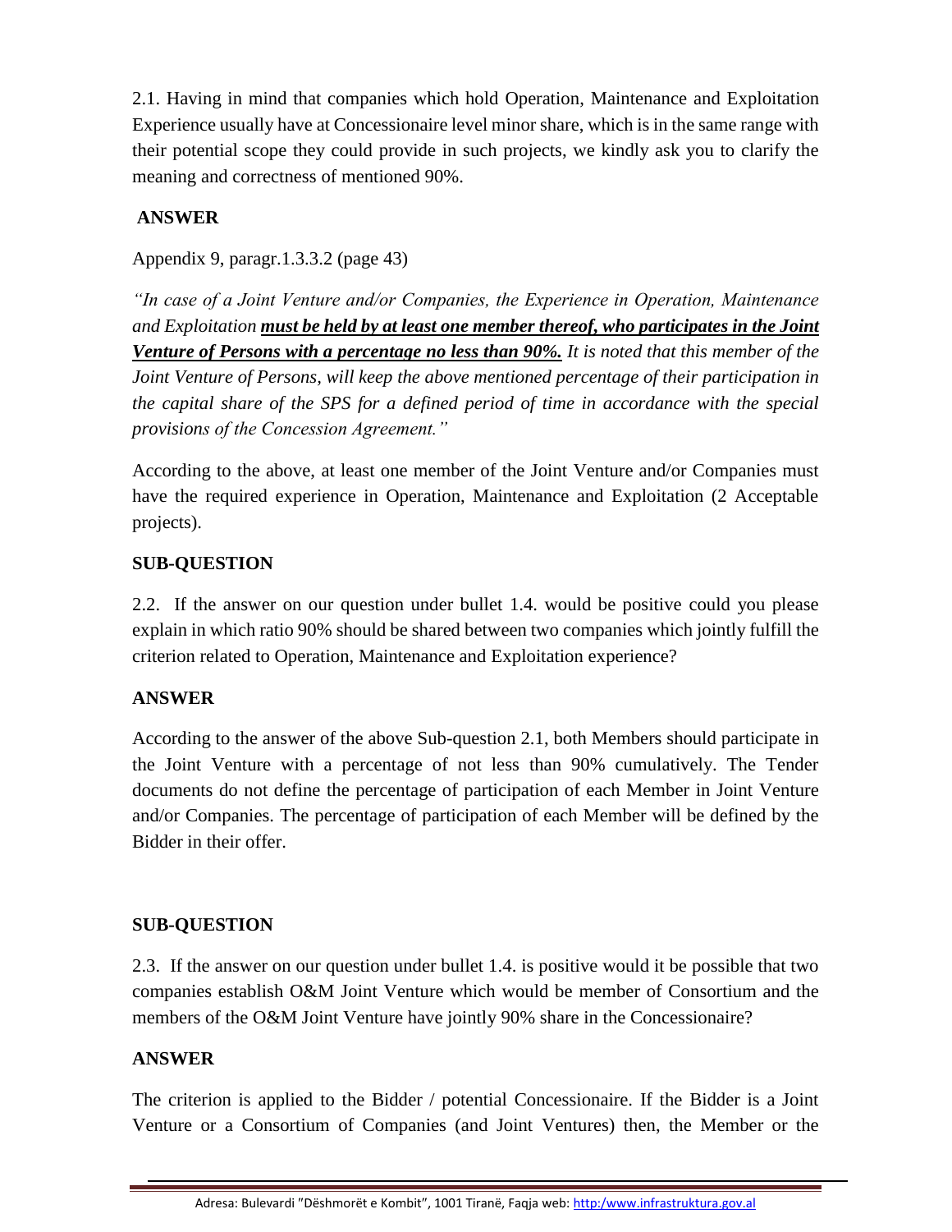2.1. Having in mind that companies which hold Operation, Maintenance and Exploitation Experience usually have at Concessionaire level minor share, which is in the same range with their potential scope they could provide in such projects, we kindly ask you to clarify the meaning and correctness of mentioned 90%.

**ANSWER**

Appendix 9, paragr.1.3.3.2 (page 43)

*"In case of a Joint Venture and/or Companies, the Experience in Operation, Maintenance and Exploitation* ***must be held by at least one member thereof, who participates in the Joint Venture of Persons with a percentage no less than 90%.*** *It is noted that this member of the Joint Venture of Persons, will keep the above mentioned percentage of their participation in the capital share of the SPS for a defined period of time in accordance with the special provisions of the Concession Agreement."*

According to the above, at least one member of the Joint Venture and/or Companies must have the required experience in Operation, Maintenance and Exploitation (2 Acceptable projects).

**SUB-QUESTION**

2.2. If the answer on our question under bullet 1.4. would be positive could you please explain in which ratio 90% should be shared between two companies which jointly fulfill the criterion related to Operation, Maintenance and Exploitation experience?

**ANSWER**

According to the answer of the above Sub-question 2.1, both Members should participate in the Joint Venture with a percentage of not less than 90% cumulatively. The Tender documents do not define the percentage of participation of each Member in Joint Venture and/or Companies. The percentage of participation of each Member will be defined by the Bidder in their offer.

**SUB-QUESTION**

2.3. If the answer on our question under bullet 1.4. is positive would it be possible that two companies establish O&M Joint Venture which would be member of Consortium and the members of the O&M Joint Venture have jointly 90% share in the Concessionaire?

**ANSWER**

The criterion is applied to the Bidder / potential Concessionaire. If the Bidder is a Joint Venture or a Consortium of Companies (and Joint Ventures) then, the Member or the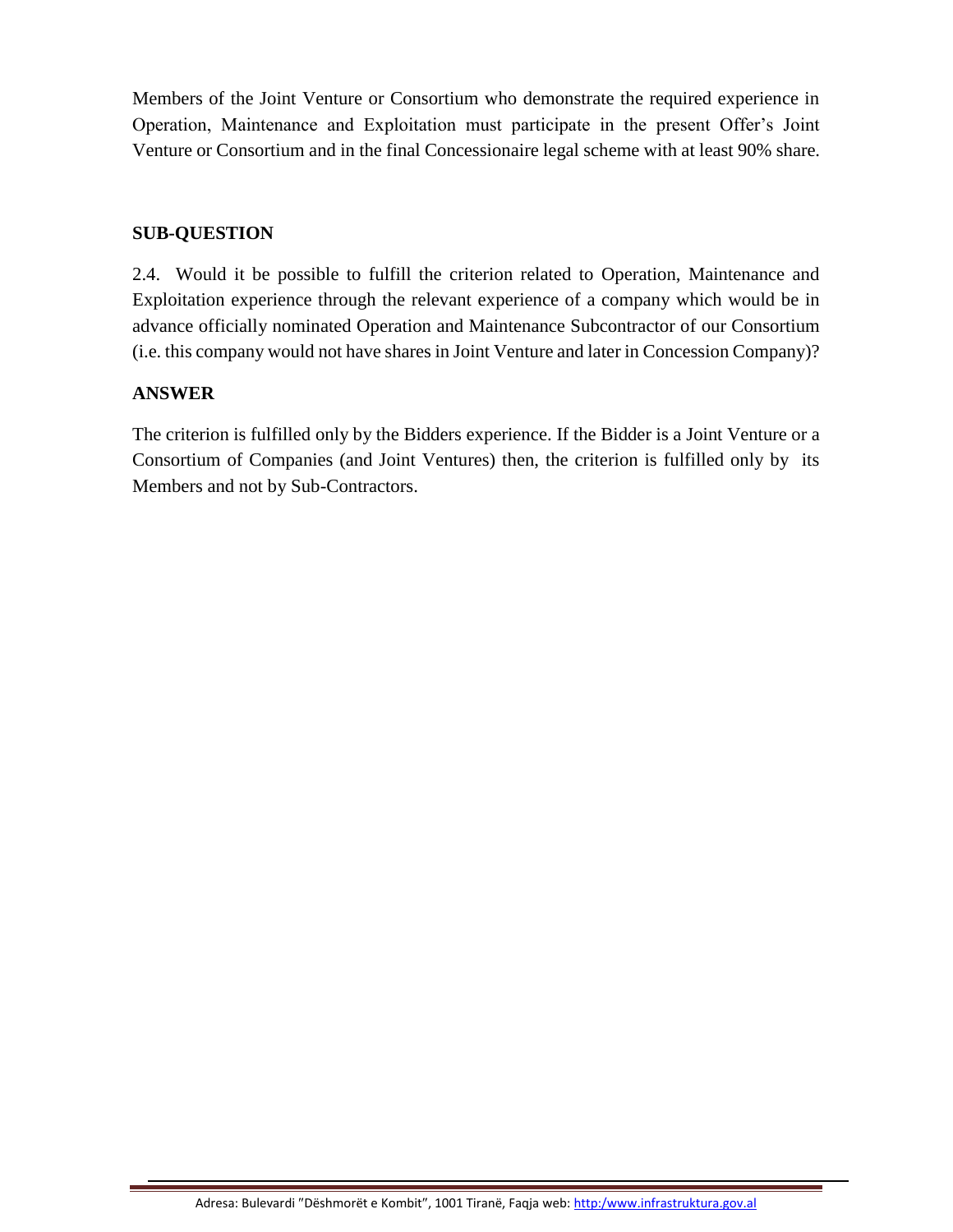Members of the Joint Venture or Consortium who demonstrate the required experience in Operation, Maintenance and Exploitation must participate in the present Offer's Joint Venture or Consortium and in the final Concessionaire legal scheme with at least 90% share.

**SUB-QUESTION**

2.4. Would it be possible to fulfill the criterion related to Operation, Maintenance and Exploitation experience through the relevant experience of a company which would be in advance officially nominated Operation and Maintenance Subcontractor of our Consortium (i.e. this company would not have shares in Joint Venture and later in Concession Company)?

**ANSWER**

The criterion is fulfilled only by the Bidders experience. If the Bidder is a Joint Venture or a Consortium of Companies (and Joint Ventures) then, the criterion is fulfilled only by its Members and not by Sub-Contractors.